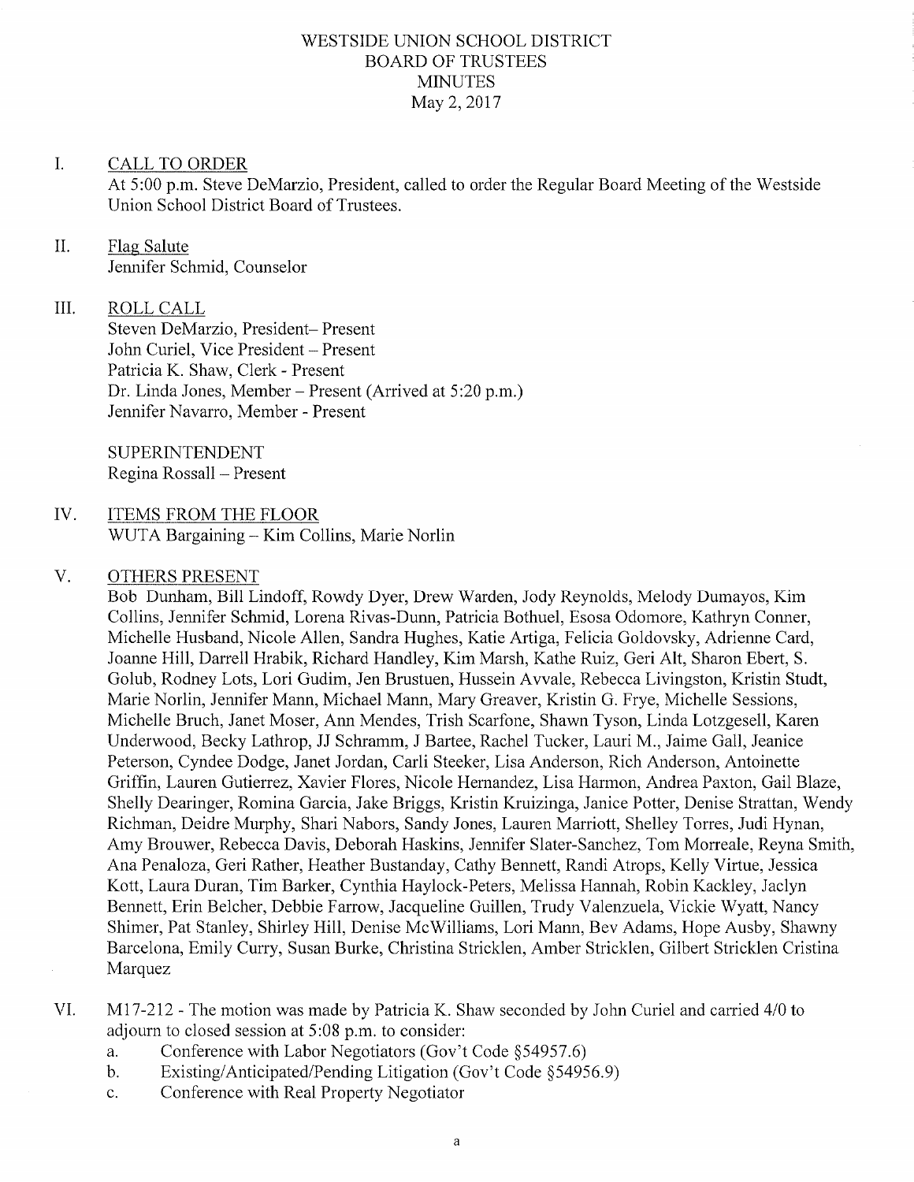# WESTSIDE UNION SCHOOL DISTRICT
## BOARD OF TRUSTEES
## MINUTES
May 2, 2017

I. CALL TO ORDER

At 5:00 p.m. Steve DeMarzio, President, called to order the Regular Board Meeting of the Westside Union School District Board of Trustees.

II. Flag Salute

Jennifer Schmid, Counselor

III. ROLL CALL

Steven DeMarzio, President– Present
John Curiel, Vice President – Present
Patricia K. Shaw, Clerk - Present
Dr. Linda Jones, Member – Present (Arrived at 5:20 p.m.)
Jennifer Navarro, Member - Present

SUPERINTENDENT
Regina Rossall – Present

IV. ITEMS FROM THE FLOOR

WUTA Bargaining – Kim Collins, Marie Norlin

V. OTHERS PRESENT

Bob Dunham, Bill Lindoff, Rowdy Dyer, Drew Warden, Jody Reynolds, Melody Dumayos, Kim Collins, Jennifer Schmid, Lorena Rivas-Dunn, Patricia Bothuel, Esosa Odomore, Kathryn Conner, Michelle Husband, Nicole Allen, Sandra Hughes, Katie Artiga, Felicia Goldovsky, Adrienne Card, Joanne Hill, Darrell Hrabik, Richard Handley, Kim Marsh, Kathe Ruiz, Geri Alt, Sharon Ebert, S. Golub, Rodney Lots, Lori Gudim, Jen Brustuen, Hussein Avvale, Rebecca Livingston, Kristin Studt, Marie Norlin, Jennifer Mann, Michael Mann, Mary Greaver, Kristin G. Frye, Michelle Sessions, Michelle Bruch, Janet Moser, Ann Mendes, Trish Scarfone, Shawn Tyson, Linda Lotzgesell, Karen Underwood, Becky Lathrop, JJ Schramm, J Bartee, Rachel Tucker, Lauri M., Jaime Gall, Jeanice Peterson, Cyndee Dodge, Janet Jordan, Carli Steeker, Lisa Anderson, Rich Anderson, Antoinette Griffin, Lauren Gutierrez, Xavier Flores, Nicole Hernandez, Lisa Harmon, Andrea Paxton, Gail Blaze, Shelly Dearinger, Romina Garcia, Jake Briggs, Kristin Kruizinga, Janice Potter, Denise Strattan, Wendy Richman, Deidre Murphy, Shari Nabors, Sandy Jones, Lauren Marriott, Shelley Torres, Judi Hynan, Amy Brouwer, Rebecca Davis, Deborah Haskins, Jennifer Slater-Sanchez, Tom Morreale, Reyna Smith, Ana Penaloza, Geri Rather, Heather Bustanday, Cathy Bennett, Randi Atrops, Kelly Virtue, Jessica Kott, Laura Duran, Tim Barker, Cynthia Haylock-Peters, Melissa Hannah, Robin Kackley, Jaclyn Bennett, Erin Belcher, Debbie Farrow, Jacqueline Guillen, Trudy Valenzuela, Vickie Wyatt, Nancy Shimer, Pat Stanley, Shirley Hill, Denise McWilliams, Lori Mann, Bev Adams, Hope Ausby, Shawny Barcelona, Emily Curry, Susan Burke, Christina Stricklen, Amber Stricklen, Gilbert Stricklen Cristina Marquez

VI. M17-212 - The motion was made by Patricia K. Shaw seconded by John Curiel and carried 4/0 to adjourn to closed session at 5:08 p.m. to consider:

a. Conference with Labor Negotiators (Gov't Code §54957.6)
b. Existing/Anticipated/Pending Litigation (Gov't Code §54956.9)
c. Conference with Real Property Negotiator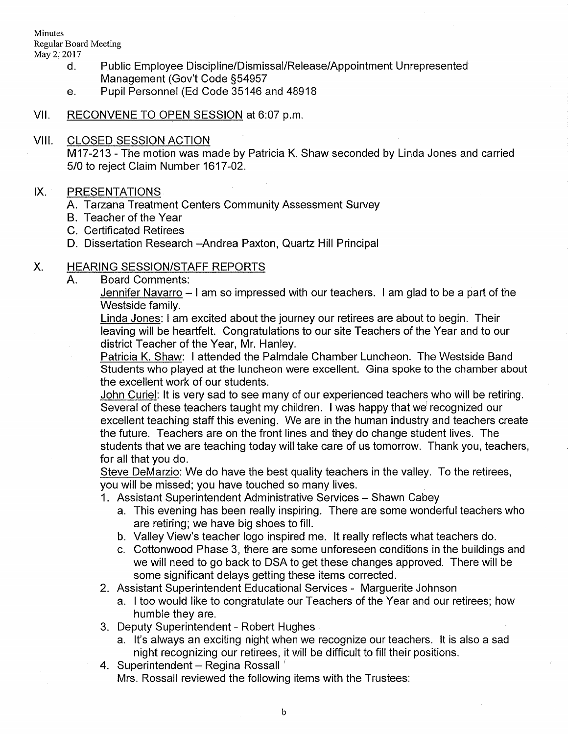d. Public Employee Discipline/Dismissal/Release/Appointment Unrepresented Management (Gov't Code §54957

e. Pupil Personnel (Ed Code 35146 and 48918

VII. RECONVENE TO OPEN SESSION at 6:07 p.m.

VIII. CLOSED SESSION ACTION

M17-213 - The motion was made by Patricia K. Shaw seconded by Linda Jones and carried 5/0 to reject Claim Number 1617-02.

IX. PRESENTATIONS

A. Tarzana Treatment Centers Community Assessment Survey
B. Teacher of the Year
C. Certificated Retirees
D. Dissertation Research –Andrea Paxton, Quartz Hill Principal

X. HEARING SESSION/STAFF REPORTS

A. Board Comments:

Jennifer Navarro – I am so impressed with our teachers. I am glad to be a part of the Westside family.

Linda Jones: I am excited about the journey our retirees are about to begin. Their leaving will be heartfelt. Congratulations to our site Teachers of the Year and to our district Teacher of the Year, Mr. Hanley.

Patricia K. Shaw: I attended the Palmdale Chamber Luncheon. The Westside Band Students who played at the luncheon were excellent. Gina spoke to the chamber about the excellent work of our students.

John Curiel: It is very sad to see many of our experienced teachers who will be retiring. Several of these teachers taught my children. I was happy that we recognized our excellent teaching staff this evening. We are in the human industry and teachers create the future. Teachers are on the front lines and they do change student lives. The students that we are teaching today will take care of us tomorrow. Thank you, teachers, for all that you do.

Steve DeMarzio: We do have the best quality teachers in the valley. To the retirees, you will be missed; you have touched so many lives.

1. Assistant Superintendent Administrative Services – Shawn Cabey
   a. This evening has been really inspiring. There are some wonderful teachers who are retiring; we have big shoes to fill.
   b. Valley View's teacher logo inspired me. It really reflects what teachers do.
   c. Cottonwood Phase 3, there are some unforeseen conditions in the buildings and we will need to go back to DSA to get these changes approved. There will be some significant delays getting these items corrected.
2. Assistant Superintendent Educational Services - Marguerite Johnson
   a. I too would like to congratulate our Teachers of the Year and our retirees; how humble they are.
3. Deputy Superintendent - Robert Hughes
   a. It's always an exciting night when we recognize our teachers. It is also a sad night recognizing our retirees, it will be difficult to fill their positions.
4. Superintendent – Regina Rossall

   Mrs. Rossall reviewed the following items with the Trustees: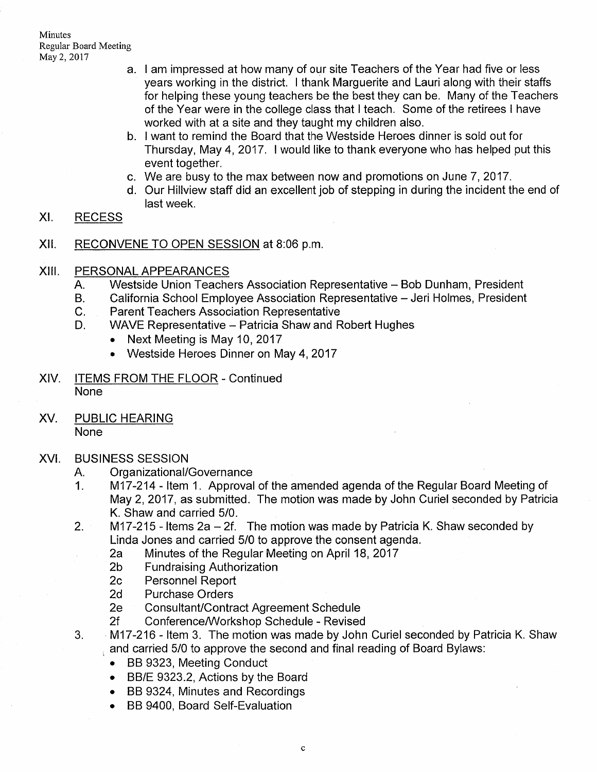a. I am impressed at how many of our site Teachers of the Year had five or less years working in the district. I thank Marguerite and Lauri along with their staffs for helping these young teachers be the best they can be. Many of the Teachers of the Year were in the college class that I teach. Some of the retirees I have worked with at a site and they taught my children also.
b. I want to remind the Board that the Westside Heroes dinner is sold out for Thursday, May 4, 2017. I would like to thank everyone who has helped put this event together.
c. We are busy to the max between now and promotions on June 7, 2017.
d. Our Hillview staff did an excellent job of stepping in during the incident the end of last week.

XI. RECESS

XII. RECONVENE TO OPEN SESSION at 8:06 p.m.

XIII. PERSONAL APPEARANCES

A. Westside Union Teachers Association Representative – Bob Dunham, President
B. California School Employee Association Representative – Jeri Holmes, President
C. Parent Teachers Association Representative
D. WAVE Representative – Patricia Shaw and Robert Hughes
- Next Meeting is May 10, 2017
- Westside Heroes Dinner on May 4, 2017

XIV. ITEMS FROM THE FLOOR - Continued
None

XV. PUBLIC HEARING
None

XVI. BUSINESS SESSION

A. Organizational/Governance

1. M17-214 - Item 1. Approval of the amended agenda of the Regular Board Meeting of May 2, 2017, as submitted. The motion was made by John Curiel seconded by Patricia K. Shaw and carried 5/0.
2. M17-215 - Items 2a – 2f. The motion was made by Patricia K. Shaw seconded by Linda Jones and carried 5/0 to approve the consent agenda.
   - 2a Minutes of the Regular Meeting on April 18, 2017
   - 2b Fundraising Authorization
   - 2c Personnel Report
   - 2d Purchase Orders
   - 2e Consultant/Contract Agreement Schedule
   - 2f Conference/Workshop Schedule - Revised
3. M17-216 - Item 3. The motion was made by John Curiel seconded by Patricia K. Shaw and carried 5/0 to approve the second and final reading of Board Bylaws:
   - BB 9323, Meeting Conduct
   - BB/E 9323.2, Actions by the Board
   - BB 9324, Minutes and Recordings
   - BB 9400, Board Self-Evaluation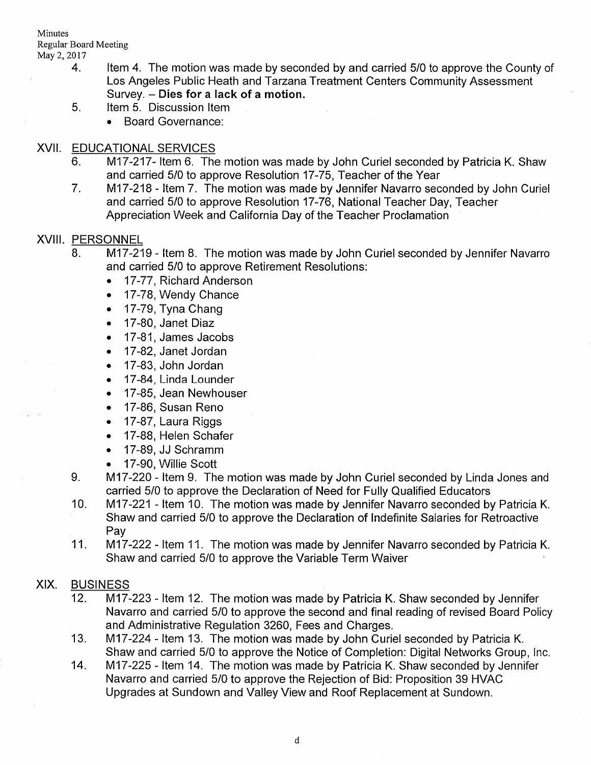4. Item 4. The motion was made by seconded by and carried 5/0 to approve the County of Los Angeles Public Heath and Tarzana Treatment Centers Community Assessment Survey. – **Dies for a lack of a motion.**
5. Item 5. Discussion Item
   - Board Governance:

## XVII. EDUCATIONAL SERVICES

6. M17-217- Item 6. The motion was made by John Curiel seconded by Patricia K. Shaw and carried 5/0 to approve Resolution 17-75, Teacher of the Year
7. M17-218 - Item 7. The motion was made by Jennifer Navarro seconded by John Curiel and carried 5/0 to approve Resolution 17-76, National Teacher Day, Teacher Appreciation Week and California Day of the Teacher Proclamation

## XVIII. PERSONNEL

8. M17-219 - Item 8. The motion was made by John Curiel seconded by Jennifer Navarro and carried 5/0 to approve Retirement Resolutions:
   - 17-77, Richard Anderson
   - 17-78, Wendy Chance
   - 17-79, Tyna Chang
   - 17-80, Janet Diaz
   - 17-81, James Jacobs
   - 17-82, Janet Jordan
   - 17-83, John Jordan
   - 17-84, Linda Lounder
   - 17-85, Jean Newhouser
   - 17-86, Susan Reno
   - 17-87, Laura Riggs
   - 17-88, Helen Schafer
   - 17-89, JJ Schramm
   - 17-90, Willie Scott
9. M17-220 - Item 9. The motion was made by John Curiel seconded by Linda Jones and carried 5/0 to approve the Declaration of Need for Fully Qualified Educators
10. M17-221 - Item 10. The motion was made by Jennifer Navarro seconded by Patricia K. Shaw and carried 5/0 to approve the Declaration of Indefinite Salaries for Retroactive Pay
11. M17-222 - Item 11. The motion was made by Jennifer Navarro seconded by Patricia K. Shaw and carried 5/0 to approve the Variable Term Waiver

## XIX. BUSINESS

12. M17-223 - Item 12. The motion was made by Patricia K. Shaw seconded by Jennifer Navarro and carried 5/0 to approve the second and final reading of revised Board Policy and Administrative Regulation 3260, Fees and Charges.
13. M17-224 - Item 13. The motion was made by John Curiel seconded by Patricia K. Shaw and carried 5/0 to approve the Notice of Completion: Digital Networks Group, Inc.
14. M17-225 - Item 14. The motion was made by Patricia K. Shaw seconded by Jennifer Navarro and carried 5/0 to approve the Rejection of Bid: Proposition 39 HVAC Upgrades at Sundown and Valley View and Roof Replacement at Sundown.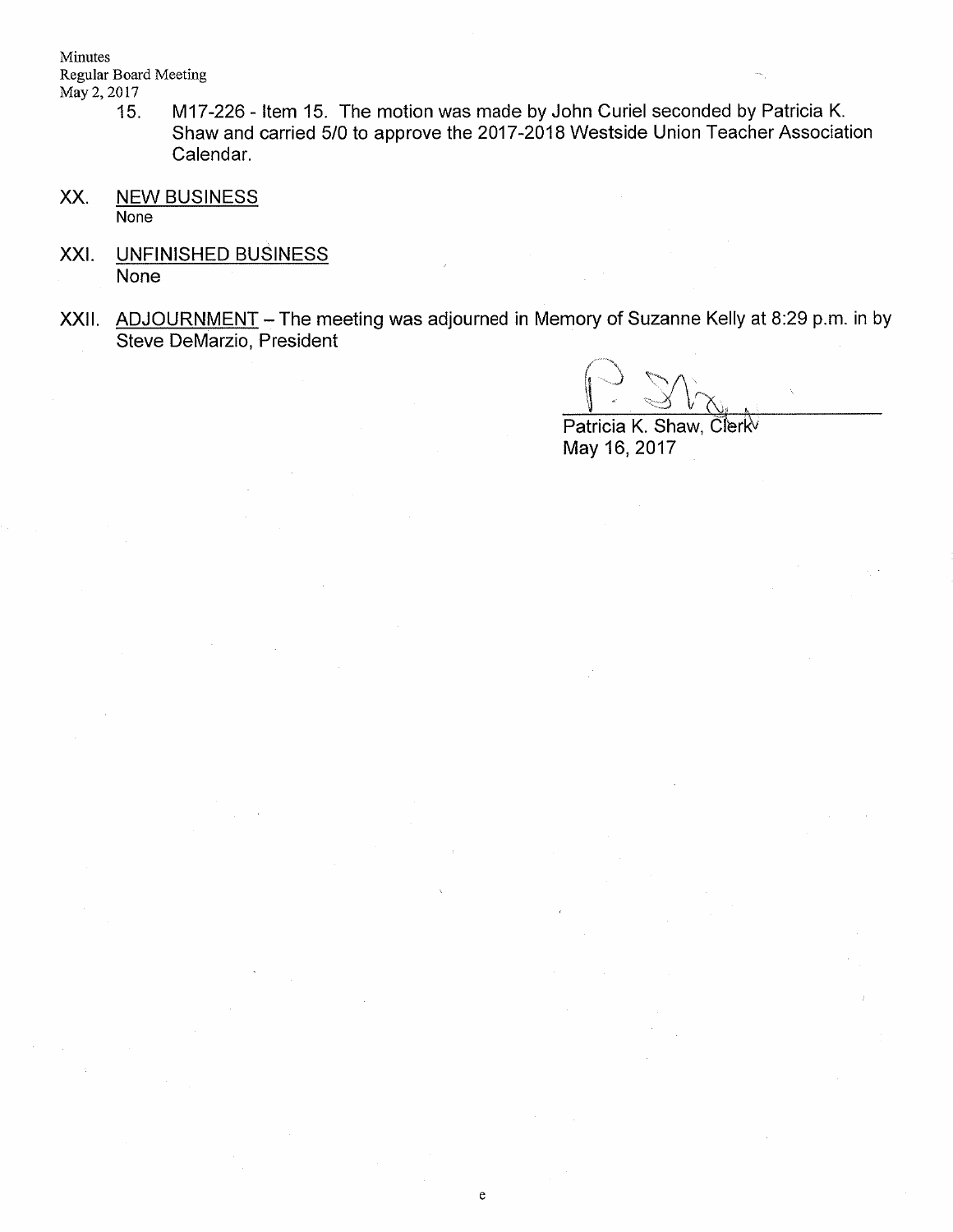15. M17-226 - Item 15. The motion was made by John Curiel seconded by Patricia K. Shaw and carried 5/0 to approve the 2017-2018 Westside Union Teacher Association Calendar.

XX. NEW BUSINESS
None

XXI. UNFINISHED BUSINESS
None

XXII. ADJOURNMENT – The meeting was adjourned in Memory of Suzanne Kelly at 8:29 p.m. in by Steve DeMarzio, President

Patricia K. Shaw, Clerk
May 16, 2017